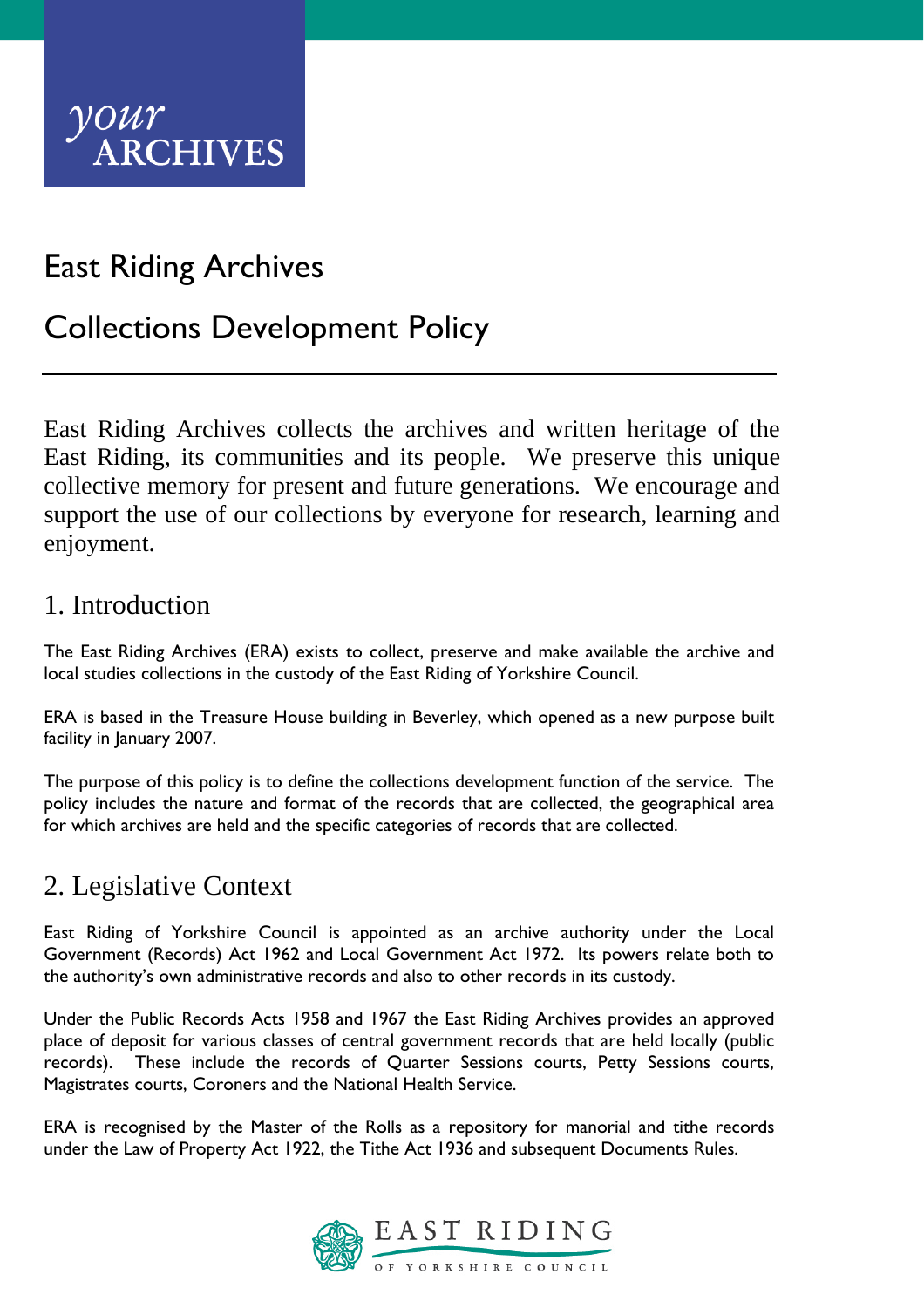*your*
ARCHIVES

# East Riding Archives

# Collections Development Policy

---

East Riding Archives collects the archives and written heritage of the East Riding, its communities and its people. We preserve this unique collective memory for present and future generations. We encourage and support the use of our collections by everyone for research, learning and enjoyment.

## 1. Introduction

The East Riding Archives (ERA) exists to collect, preserve and make available the archive and local studies collections in the custody of the East Riding of Yorkshire Council.

ERA is based in the Treasure House building in Beverley, which opened as a new purpose built facility in January 2007.

The purpose of this policy is to define the collections development function of the service. The policy includes the nature and format of the records that are collected, the geographical area for which archives are held and the specific categories of records that are collected.

## 2. Legislative Context

East Riding of Yorkshire Council is appointed as an archive authority under the Local Government (Records) Act 1962 and Local Government Act 1972. Its powers relate both to the authority's own administrative records and also to other records in its custody.

Under the Public Records Acts 1958 and 1967 the East Riding Archives provides an approved place of deposit for various classes of central government records that are held locally (public records). These include the records of Quarter Sessions courts, Petty Sessions courts, Magistrates courts, Coroners and the National Health Service.

ERA is recognised by the Master of the Rolls as a repository for manorial and tithe records under the Law of Property Act 1922, the Tithe Act 1936 and subsequent Documents Rules.

EAST RIDING
OF YORKSHIRE COUNCIL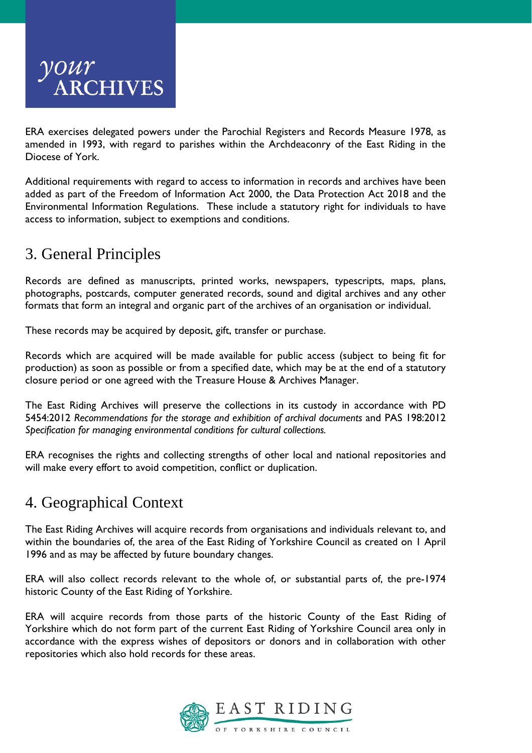ERA exercises delegated powers under the Parochial Registers and Records Measure 1978, as amended in 1993, with regard to parishes within the Archdeaconry of the East Riding in the Diocese of York.

Additional requirements with regard to access to information in records and archives have been added as part of the Freedom of Information Act 2000, the Data Protection Act 2018 and the Environmental Information Regulations. These include a statutory right for individuals to have access to information, subject to exemptions and conditions.

## 3. General Principles

Records are defined as manuscripts, printed works, newspapers, typescripts, maps, plans, photographs, postcards, computer generated records, sound and digital archives and any other formats that form an integral and organic part of the archives of an organisation or individual.

These records may be acquired by deposit, gift, transfer or purchase.

Records which are acquired will be made available for public access (subject to being fit for production) as soon as possible or from a specified date, which may be at the end of a statutory closure period or one agreed with the Treasure House & Archives Manager.

The East Riding Archives will preserve the collections in its custody in accordance with PD 5454:2012 *Recommendations for the storage and exhibition of archival documents* and PAS 198:2012 *Specification for managing environmental conditions for cultural collections.*

ERA recognises the rights and collecting strengths of other local and national repositories and will make every effort to avoid competition, conflict or duplication.

## 4. Geographical Context

The East Riding Archives will acquire records from organisations and individuals relevant to, and within the boundaries of, the area of the East Riding of Yorkshire Council as created on 1 April 1996 and as may be affected by future boundary changes.

ERA will also collect records relevant to the whole of, or substantial parts of, the pre-1974 historic County of the East Riding of Yorkshire.

ERA will acquire records from those parts of the historic County of the East Riding of Yorkshire which do not form part of the current East Riding of Yorkshire Council area only in accordance with the express wishes of depositors or donors and in collaboration with other repositories which also hold records for these areas.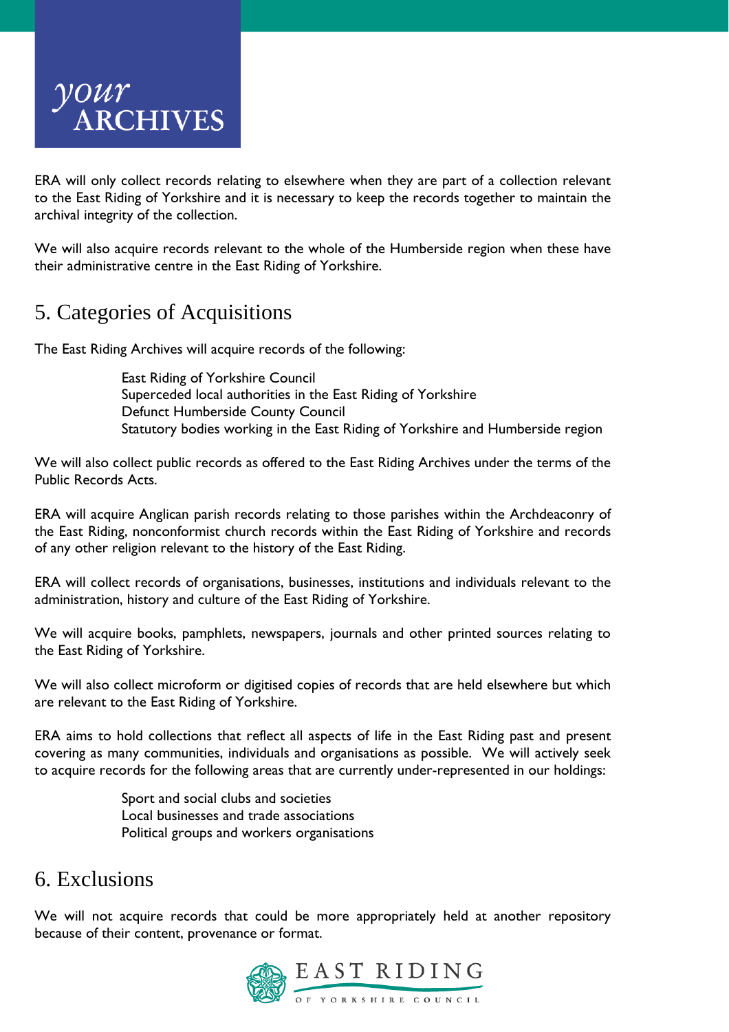ERA will only collect records relating to elsewhere when they are part of a collection relevant to the East Riding of Yorkshire and it is necessary to keep the records together to maintain the archival integrity of the collection.

We will also acquire records relevant to the whole of the Humberside region when these have their administrative centre in the East Riding of Yorkshire.

## 5. Categories of Acquisitions

The East Riding Archives will acquire records of the following:

- East Riding of Yorkshire Council
- Superceded local authorities in the East Riding of Yorkshire
- Defunct Humberside County Council
- Statutory bodies working in the East Riding of Yorkshire and Humberside region

We will also collect public records as offered to the East Riding Archives under the terms of the Public Records Acts.

ERA will acquire Anglican parish records relating to those parishes within the Archdeaconry of the East Riding, nonconformist church records within the East Riding of Yorkshire and records of any other religion relevant to the history of the East Riding.

ERA will collect records of organisations, businesses, institutions and individuals relevant to the administration, history and culture of the East Riding of Yorkshire.

We will acquire books, pamphlets, newspapers, journals and other printed sources relating to the East Riding of Yorkshire.

We will also collect microform or digitised copies of records that are held elsewhere but which are relevant to the East Riding of Yorkshire.

ERA aims to hold collections that reflect all aspects of life in the East Riding past and present covering as many communities, individuals and organisations as possible. We will actively seek to acquire records for the following areas that are currently under-represented in our holdings:

- Sport and social clubs and societies
- Local businesses and trade associations
- Political groups and workers organisations

## 6. Exclusions

We will not acquire records that could be more appropriately held at another repository because of their content, provenance or format.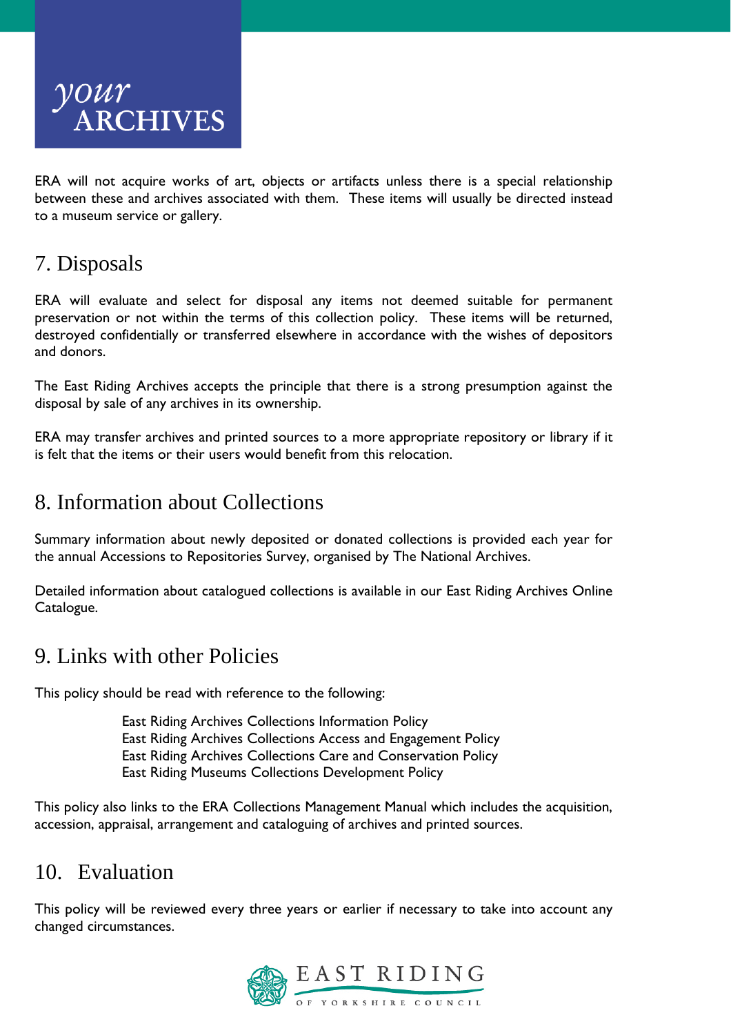ERA will not acquire works of art, objects or artifacts unless there is a special relationship between these and archives associated with them. These items will usually be directed instead to a museum service or gallery.

## 7. Disposals

ERA will evaluate and select for disposal any items not deemed suitable for permanent preservation or not within the terms of this collection policy. These items will be returned, destroyed confidentially or transferred elsewhere in accordance with the wishes of depositors and donors.

The East Riding Archives accepts the principle that there is a strong presumption against the disposal by sale of any archives in its ownership.

ERA may transfer archives and printed sources to a more appropriate repository or library if it is felt that the items or their users would benefit from this relocation.

## 8. Information about Collections

Summary information about newly deposited or donated collections is provided each year for the annual Accessions to Repositories Survey, organised by The National Archives.

Detailed information about catalogued collections is available in our East Riding Archives Online Catalogue.

## 9. Links with other Policies

This policy should be read with reference to the following:

East Riding Archives Collections Information Policy
East Riding Archives Collections Access and Engagement Policy
East Riding Archives Collections Care and Conservation Policy
East Riding Museums Collections Development Policy

This policy also links to the ERA Collections Management Manual which includes the acquisition, accession, appraisal, arrangement and cataloguing of archives and printed sources.

## 10. Evaluation

This policy will be reviewed every three years or earlier if necessary to take into account any changed circumstances.